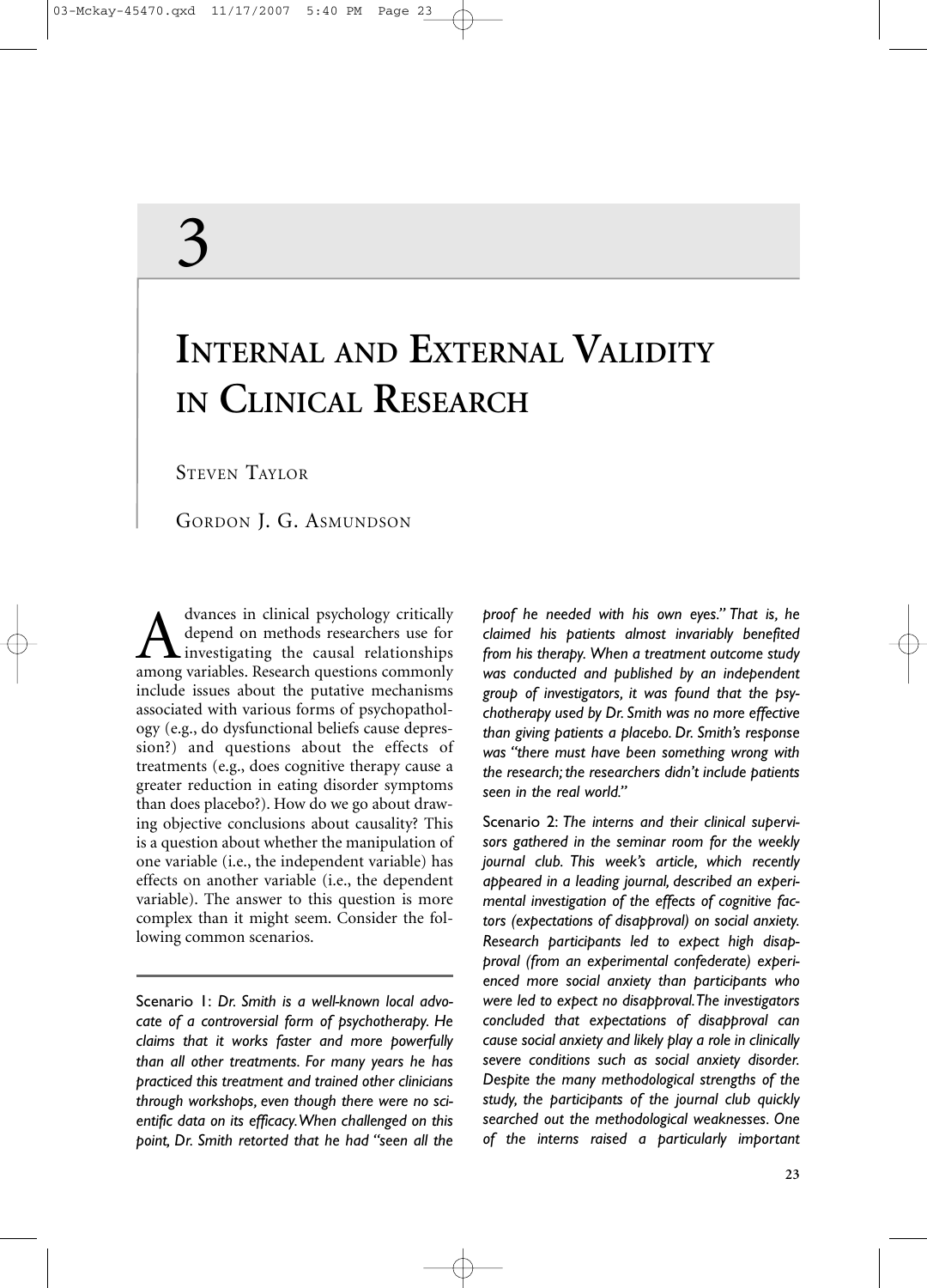# 3

# INTERNAL AND EXTERNAL VALIDITY IN CLINICAL RESEARCH

STEVEN TAYLOR

GORDON J. G. ASMUNDSON

Advances in clinical psychology critically depend on methods researchers use for investigating the causal relationships among variables. Research questions commonly include issues about the putative mechanisms associated with various forms of psychopathology (e.g., do dysfunctional beliefs cause depression?) and questions about the effects of treatments (e.g., does cognitive therapy cause a greater reduction in eating disorder symptoms than does placebo?). How do we go about drawing objective conclusions about causality? This is a question about whether the manipulation of one variable (i.e., the independent variable) has effects on another variable (i.e., the dependent variable). The answer to this question is more complex than it might seem. Consider the following common scenarios.

---

Scenario 1: *Dr. Smith is a well-known local advocate of a controversial form of psychotherapy. He claims that it works faster and more powerfully than all other treatments. For many years he has practiced this treatment and trained other clinicians through workshops, even though there were no scientific data on its efficacy. When challenged on this point, Dr. Smith retorted that he had "seen all the proof he needed with his own eyes." That is, he claimed his patients almost invariably benefited from his therapy. When a treatment outcome study was conducted and published by an independent group of investigators, it was found that the psychotherapy used by Dr. Smith was no more effective than giving patients a placebo. Dr. Smith's response was "there must have been something wrong with the research; the researchers didn't include patients seen in the real world."*

Scenario 2: *The interns and their clinical supervisors gathered in the seminar room for the weekly journal club. This week's article, which recently appeared in a leading journal, described an experimental investigation of the effects of cognitive factors (expectations of disapproval) on social anxiety. Research participants led to expect high disapproval (from an experimental confederate) experienced more social anxiety than participants who were led to expect no disapproval. The investigators concluded that expectations of disapproval can cause social anxiety and likely play a role in clinically severe conditions such as social anxiety disorder. Despite the many methodological strengths of the study, the participants of the journal club quickly searched out the methodological weaknesses. One of the interns raised a particularly important*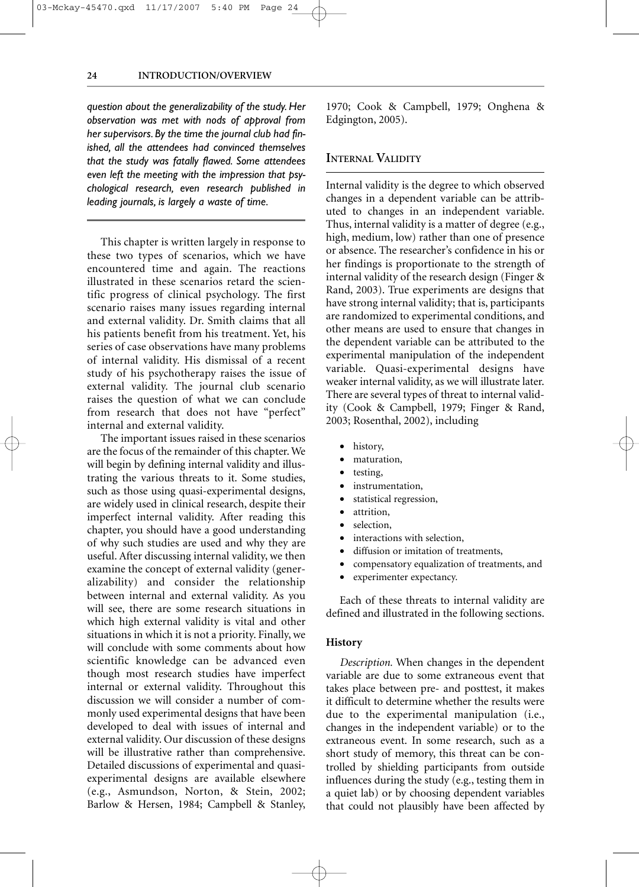*question about the generalizability of the study. Her observation was met with nods of approval from her supervisors. By the time the journal club had finished, all the attendees had convinced themselves that the study was fatally flawed. Some attendees even left the meeting with the impression that psychological research, even research published in leading journals, is largely a waste of time.*

This chapter is written largely in response to these two types of scenarios, which we have encountered time and again. The reactions illustrated in these scenarios retard the scientific progress of clinical psychology. The first scenario raises many issues regarding internal and external validity. Dr. Smith claims that all his patients benefit from his treatment. Yet, his series of case observations have many problems of internal validity. His dismissal of a recent study of his psychotherapy raises the issue of external validity. The journal club scenario raises the question of what we can conclude from research that does not have "perfect" internal and external validity.

The important issues raised in these scenarios are the focus of the remainder of this chapter. We will begin by defining internal validity and illustrating the various threats to it. Some studies, such as those using quasi-experimental designs, are widely used in clinical research, despite their imperfect internal validity. After reading this chapter, you should have a good understanding of why such studies are used and why they are useful. After discussing internal validity, we then examine the concept of external validity (generalizability) and consider the relationship between internal and external validity. As you will see, there are some research situations in which high external validity is vital and other situations in which it is not a priority. Finally, we will conclude with some comments about how scientific knowledge can be advanced even though most research studies have imperfect internal or external validity. Throughout this discussion we will consider a number of commonly used experimental designs that have been developed to deal with issues of internal and external validity. Our discussion of these designs will be illustrative rather than comprehensive. Detailed discussions of experimental and quasi-experimental designs are available elsewhere (e.g., Asmundson, Norton, & Stein, 2002; Barlow & Hersen, 1984; Campbell & Stanley, 1970; Cook & Campbell, 1979; Onghena & Edgington, 2005).

## Internal Validity

Internal validity is the degree to which observed changes in a dependent variable can be attributed to changes in an independent variable. Thus, internal validity is a matter of degree (e.g., high, medium, low) rather than one of presence or absence. The researcher's confidence in his or her findings is proportionate to the strength of internal validity of the research design (Finger & Rand, 2003). True experiments are designs that have strong internal validity; that is, participants are randomized to experimental conditions, and other means are used to ensure that changes in the dependent variable can be attributed to the experimental manipulation of the independent variable. Quasi-experimental designs have weaker internal validity, as we will illustrate later. There are several types of threat to internal validity (Cook & Campbell, 1979; Finger & Rand, 2003; Rosenthal, 2002), including

- history,
- maturation,
- testing,
- instrumentation,
- statistical regression,
- attrition,
- selection,
- interactions with selection,
- diffusion or imitation of treatments,
- compensatory equalization of treatments, and
- experimenter expectancy.

Each of these threats to internal validity are defined and illustrated in the following sections.

### History

*Description.* When changes in the dependent variable are due to some extraneous event that takes place between pre- and posttest, it makes it difficult to determine whether the results were due to the experimental manipulation (i.e., changes in the independent variable) or to the extraneous event. In some research, such as a short study of memory, this threat can be controlled by shielding participants from outside influences during the study (e.g., testing them in a quiet lab) or by choosing dependent variables that could not plausibly have been affected by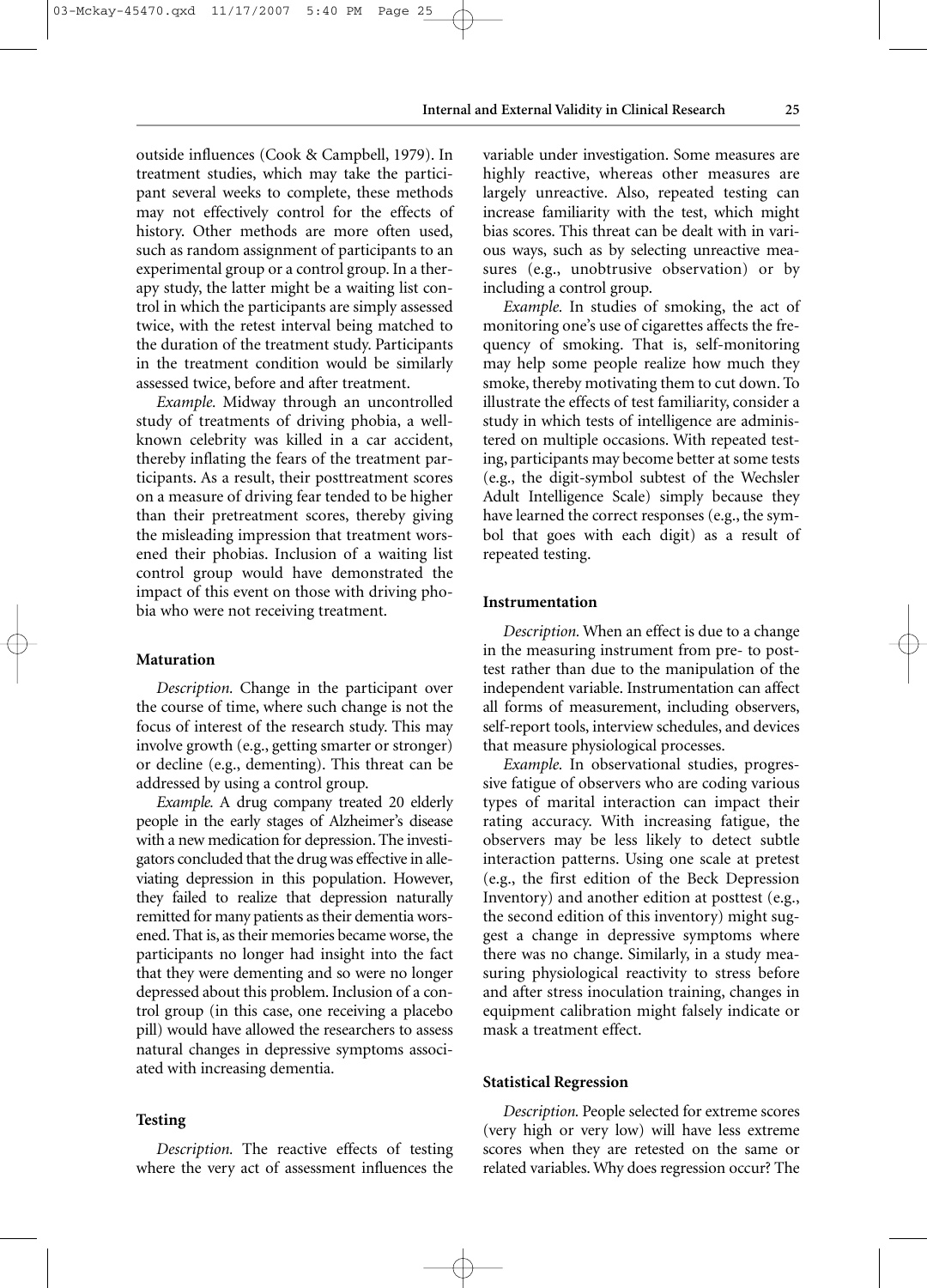outside influences (Cook & Campbell, 1979). In treatment studies, which may take the participant several weeks to complete, these methods may not effectively control for the effects of history. Other methods are more often used, such as random assignment of participants to an experimental group or a control group. In a therapy study, the latter might be a waiting list control in which the participants are simply assessed twice, with the retest interval being matched to the duration of the treatment study. Participants in the treatment condition would be similarly assessed twice, before and after treatment.

*Example.* Midway through an uncontrolled study of treatments of driving phobia, a well-known celebrity was killed in a car accident, thereby inflating the fears of the treatment participants. As a result, their posttreatment scores on a measure of driving fear tended to be higher than their pretreatment scores, thereby giving the misleading impression that treatment worsened their phobias. Inclusion of a waiting list control group would have demonstrated the impact of this event on those with driving phobia who were not receiving treatment.

### Maturation

*Description.* Change in the participant over the course of time, where such change is not the focus of interest of the research study. This may involve growth (e.g., getting smarter or stronger) or decline (e.g., dementing). This threat can be addressed by using a control group.

*Example.* A drug company treated 20 elderly people in the early stages of Alzheimer's disease with a new medication for depression. The investigators concluded that the drug was effective in alleviating depression in this population. However, they failed to realize that depression naturally remitted for many patients as their dementia worsened. That is, as their memories became worse, the participants no longer had insight into the fact that they were dementing and so were no longer depressed about this problem. Inclusion of a control group (in this case, one receiving a placebo pill) would have allowed the researchers to assess natural changes in depressive symptoms associated with increasing dementia.

### Testing

*Description.* The reactive effects of testing where the very act of assessment influences the variable under investigation. Some measures are highly reactive, whereas other measures are largely unreactive. Also, repeated testing can increase familiarity with the test, which might bias scores. This threat can be dealt with in various ways, such as by selecting unreactive measures (e.g., unobtrusive observation) or by including a control group.

*Example.* In studies of smoking, the act of monitoring one's use of cigarettes affects the frequency of smoking. That is, self-monitoring may help some people realize how much they smoke, thereby motivating them to cut down. To illustrate the effects of test familiarity, consider a study in which tests of intelligence are administered on multiple occasions. With repeated testing, participants may become better at some tests (e.g., the digit-symbol subtest of the Wechsler Adult Intelligence Scale) simply because they have learned the correct responses (e.g., the symbol that goes with each digit) as a result of repeated testing.

### Instrumentation

*Description.* When an effect is due to a change in the measuring instrument from pre- to posttest rather than due to the manipulation of the independent variable. Instrumentation can affect all forms of measurement, including observers, self-report tools, interview schedules, and devices that measure physiological processes.

*Example.* In observational studies, progressive fatigue of observers who are coding various types of marital interaction can impact their rating accuracy. With increasing fatigue, the observers may be less likely to detect subtle interaction patterns. Using one scale at pretest (e.g., the first edition of the Beck Depression Inventory) and another edition at posttest (e.g., the second edition of this inventory) might suggest a change in depressive symptoms where there was no change. Similarly, in a study measuring physiological reactivity to stress before and after stress inoculation training, changes in equipment calibration might falsely indicate or mask a treatment effect.

### Statistical Regression

*Description.* People selected for extreme scores (very high or very low) will have less extreme scores when they are retested on the same or related variables. Why does regression occur? The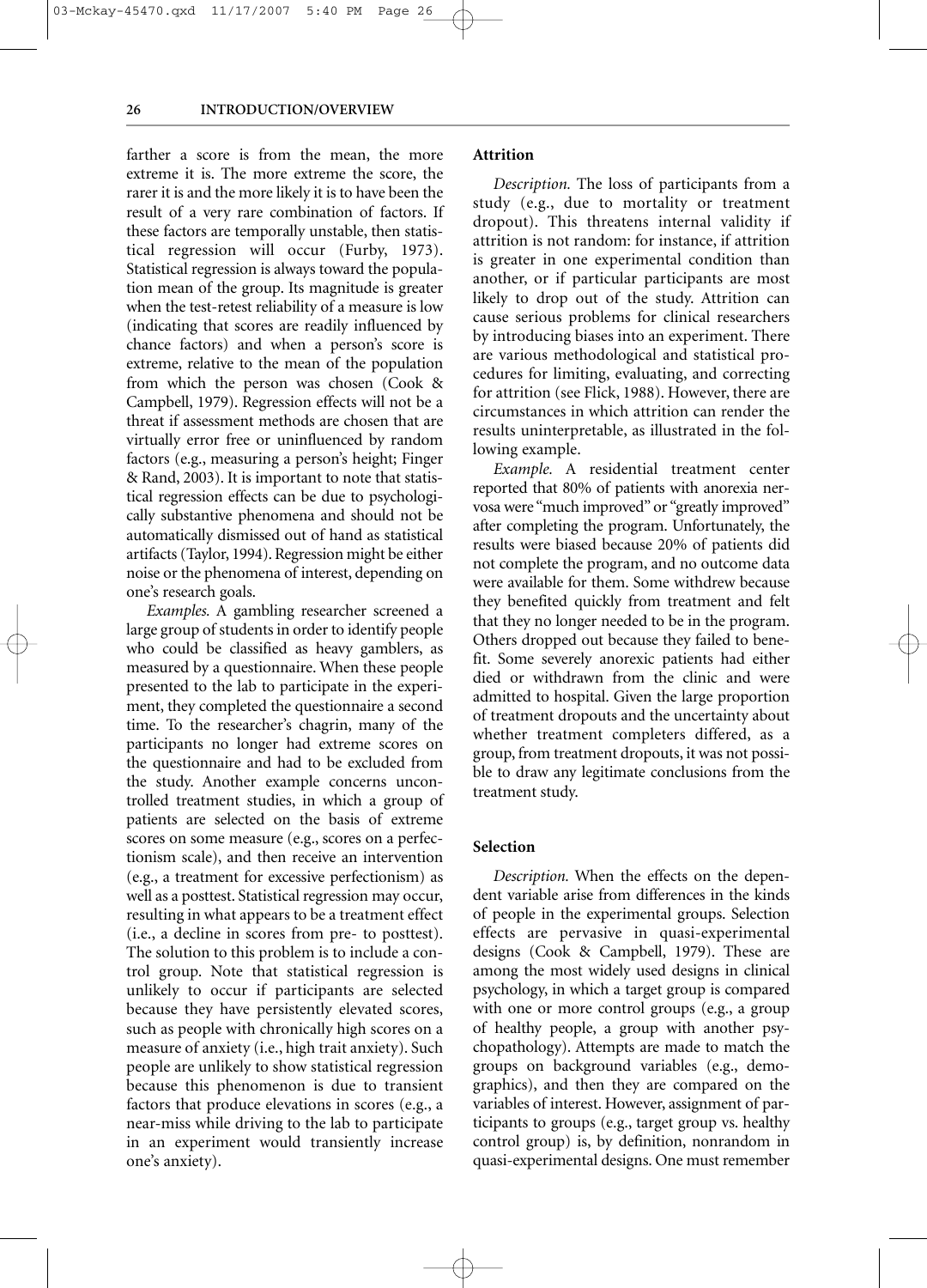farther a score is from the mean, the more extreme it is. The more extreme the score, the rarer it is and the more likely it is to have been the result of a very rare combination of factors. If these factors are temporally unstable, then statistical regression will occur (Furby, 1973). Statistical regression is always toward the population mean of the group. Its magnitude is greater when the test-retest reliability of a measure is low (indicating that scores are readily influenced by chance factors) and when a person's score is extreme, relative to the mean of the population from which the person was chosen (Cook & Campbell, 1979). Regression effects will not be a threat if assessment methods are chosen that are virtually error free or uninfluenced by random factors (e.g., measuring a person's height; Finger & Rand, 2003). It is important to note that statistical regression effects can be due to psychologically substantive phenomena and should not be automatically dismissed out of hand as statistical artifacts (Taylor, 1994). Regression might be either noise or the phenomena of interest, depending on one's research goals.

*Examples.* A gambling researcher screened a large group of students in order to identify people who could be classified as heavy gamblers, as measured by a questionnaire. When these people presented to the lab to participate in the experiment, they completed the questionnaire a second time. To the researcher's chagrin, many of the participants no longer had extreme scores on the questionnaire and had to be excluded from the study. Another example concerns uncontrolled treatment studies, in which a group of patients are selected on the basis of extreme scores on some measure (e.g., scores on a perfectionism scale), and then receive an intervention (e.g., a treatment for excessive perfectionism) as well as a posttest. Statistical regression may occur, resulting in what appears to be a treatment effect (i.e., a decline in scores from pre- to posttest). The solution to this problem is to include a control group. Note that statistical regression is unlikely to occur if participants are selected because they have persistently elevated scores, such as people with chronically high scores on a measure of anxiety (i.e., high trait anxiety). Such people are unlikely to show statistical regression because this phenomenon is due to transient factors that produce elevations in scores (e.g., a near-miss while driving to the lab to participate in an experiment would transiently increase one's anxiety).

### Attrition

*Description.* The loss of participants from a study (e.g., due to mortality or treatment dropout). This threatens internal validity if attrition is not random: for instance, if attrition is greater in one experimental condition than another, or if particular participants are most likely to drop out of the study. Attrition can cause serious problems for clinical researchers by introducing biases into an experiment. There are various methodological and statistical procedures for limiting, evaluating, and correcting for attrition (see Flick, 1988). However, there are circumstances in which attrition can render the results uninterpretable, as illustrated in the following example.

*Example.* A residential treatment center reported that 80% of patients with anorexia nervosa were "much improved" or "greatly improved" after completing the program. Unfortunately, the results were biased because 20% of patients did not complete the program, and no outcome data were available for them. Some withdrew because they benefited quickly from treatment and felt that they no longer needed to be in the program. Others dropped out because they failed to benefit. Some severely anorexic patients had either died or withdrawn from the clinic and were admitted to hospital. Given the large proportion of treatment dropouts and the uncertainty about whether treatment completers differed, as a group, from treatment dropouts, it was not possible to draw any legitimate conclusions from the treatment study.

### Selection

*Description.* When the effects on the dependent variable arise from differences in the kinds of people in the experimental groups. Selection effects are pervasive in quasi-experimental designs (Cook & Campbell, 1979). These are among the most widely used designs in clinical psychology, in which a target group is compared with one or more control groups (e.g., a group of healthy people, a group with another psychopathology). Attempts are made to match the groups on background variables (e.g., demographics), and then they are compared on the variables of interest. However, assignment of participants to groups (e.g., target group vs. healthy control group) is, by definition, nonrandom in quasi-experimental designs. One must remember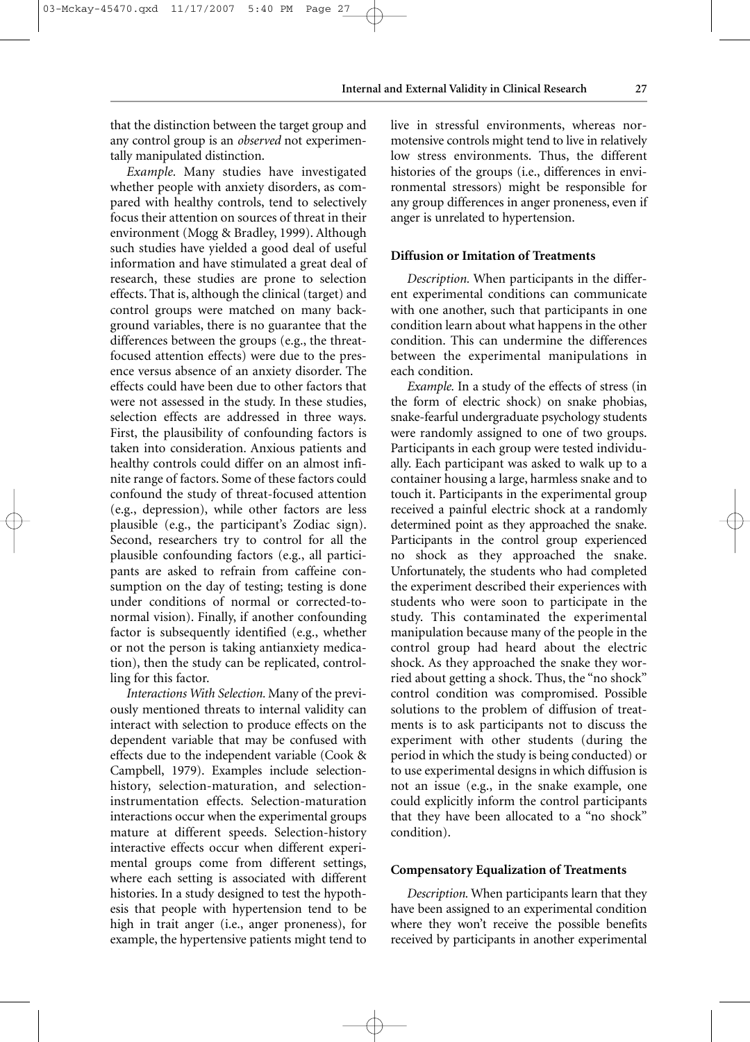that the distinction between the target group and any control group is an *observed* not experimentally manipulated distinction.

*Example.* Many studies have investigated whether people with anxiety disorders, as compared with healthy controls, tend to selectively focus their attention on sources of threat in their environment (Mogg & Bradley, 1999). Although such studies have yielded a good deal of useful information and have stimulated a great deal of research, these studies are prone to selection effects. That is, although the clinical (target) and control groups were matched on many background variables, there is no guarantee that the differences between the groups (e.g., the threat-focused attention effects) were due to the presence versus absence of an anxiety disorder. The effects could have been due to other factors that were not assessed in the study. In these studies, selection effects are addressed in three ways. First, the plausibility of confounding factors is taken into consideration. Anxious patients and healthy controls could differ on an almost infinite range of factors. Some of these factors could confound the study of threat-focused attention (e.g., depression), while other factors are less plausible (e.g., the participant's Zodiac sign). Second, researchers try to control for all the plausible confounding factors (e.g., all participants are asked to refrain from caffeine consumption on the day of testing; testing is done under conditions of normal or corrected-to-normal vision). Finally, if another confounding factor is subsequently identified (e.g., whether or not the person is taking antianxiety medication), then the study can be replicated, controlling for this factor.

*Interactions With Selection.* Many of the previously mentioned threats to internal validity can interact with selection to produce effects on the dependent variable that may be confused with effects due to the independent variable (Cook & Campbell, 1979). Examples include selection-history, selection-maturation, and selection-instrumentation effects. Selection-maturation interactions occur when the experimental groups mature at different speeds. Selection-history interactive effects occur when different experimental groups come from different settings, where each setting is associated with different histories. In a study designed to test the hypothesis that people with hypertension tend to be high in trait anger (i.e., anger proneness), for example, the hypertensive patients might tend to live in stressful environments, whereas normotensive controls might tend to live in relatively low stress environments. Thus, the different histories of the groups (i.e., differences in environmental stressors) might be responsible for any group differences in anger proneness, even if anger is unrelated to hypertension.

### Diffusion or Imitation of Treatments

*Description.* When participants in the different experimental conditions can communicate with one another, such that participants in one condition learn about what happens in the other condition. This can undermine the differences between the experimental manipulations in each condition.

*Example.* In a study of the effects of stress (in the form of electric shock) on snake phobias, snake-fearful undergraduate psychology students were randomly assigned to one of two groups. Participants in each group were tested individually. Each participant was asked to walk up to a container housing a large, harmless snake and to touch it. Participants in the experimental group received a painful electric shock at a randomly determined point as they approached the snake. Participants in the control group experienced no shock as they approached the snake. Unfortunately, the students who had completed the experiment described their experiences with students who were soon to participate in the study. This contaminated the experimental manipulation because many of the people in the control group had heard about the electric shock. As they approached the snake they worried about getting a shock. Thus, the "no shock" control condition was compromised. Possible solutions to the problem of diffusion of treatments is to ask participants not to discuss the experiment with other students (during the period in which the study is being conducted) or to use experimental designs in which diffusion is not an issue (e.g., in the snake example, one could explicitly inform the control participants that they have been allocated to a "no shock" condition).

### Compensatory Equalization of Treatments

*Description.* When participants learn that they have been assigned to an experimental condition where they won't receive the possible benefits received by participants in another experimental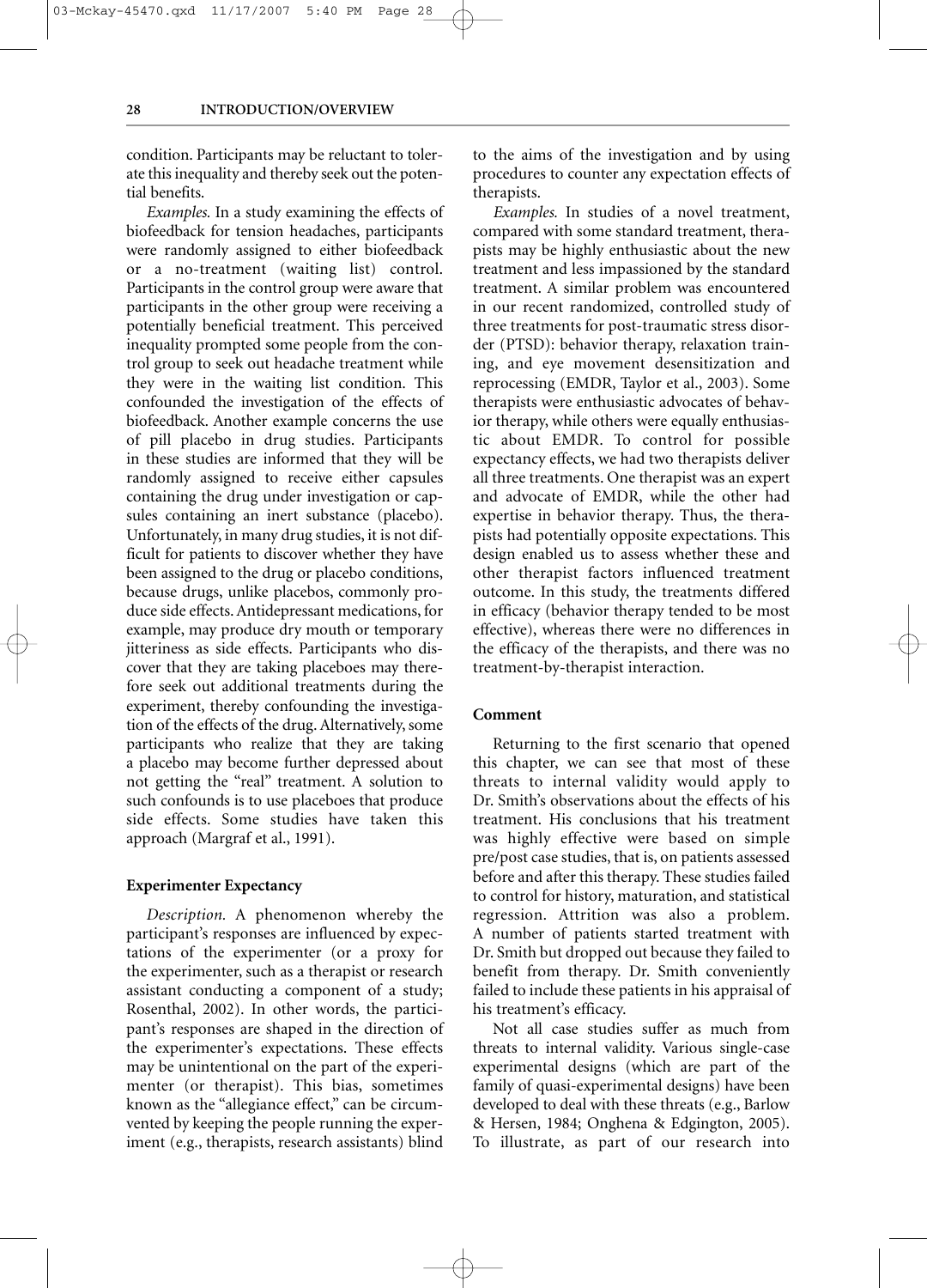condition. Participants may be reluctant to tolerate this inequality and thereby seek out the potential benefits.

*Examples.* In a study examining the effects of biofeedback for tension headaches, participants were randomly assigned to either biofeedback or a no-treatment (waiting list) control. Participants in the control group were aware that participants in the other group were receiving a potentially beneficial treatment. This perceived inequality prompted some people from the control group to seek out headache treatment while they were in the waiting list condition. This confounded the investigation of the effects of biofeedback. Another example concerns the use of pill placebo in drug studies. Participants in these studies are informed that they will be randomly assigned to receive either capsules containing the drug under investigation or capsules containing an inert substance (placebo). Unfortunately, in many drug studies, it is not difficult for patients to discover whether they have been assigned to the drug or placebo conditions, because drugs, unlike placebos, commonly produce side effects. Antidepressant medications, for example, may produce dry mouth or temporary jitteriness as side effects. Participants who discover that they are taking placeboes may therefore seek out additional treatments during the experiment, thereby confounding the investigation of the effects of the drug. Alternatively, some participants who realize that they are taking a placebo may become further depressed about not getting the "real" treatment. A solution to such confounds is to use placeboes that produce side effects. Some studies have taken this approach (Margraf et al., 1991).

### Experimenter Expectancy

*Description.* A phenomenon whereby the participant's responses are influenced by expectations of the experimenter (or a proxy for the experimenter, such as a therapist or research assistant conducting a component of a study; Rosenthal, 2002). In other words, the participant's responses are shaped in the direction of the experimenter's expectations. These effects may be unintentional on the part of the experimenter (or therapist). This bias, sometimes known as the "allegiance effect," can be circumvented by keeping the people running the experiment (e.g., therapists, research assistants) blind to the aims of the investigation and by using procedures to counter any expectation effects of therapists.

*Examples.* In studies of a novel treatment, compared with some standard treatment, therapists may be highly enthusiastic about the new treatment and less impassioned by the standard treatment. A similar problem was encountered in our recent randomized, controlled study of three treatments for post-traumatic stress disorder (PTSD): behavior therapy, relaxation training, and eye movement desensitization and reprocessing (EMDR, Taylor et al., 2003). Some therapists were enthusiastic advocates of behavior therapy, while others were equally enthusiastic about EMDR. To control for possible expectancy effects, we had two therapists deliver all three treatments. One therapist was an expert and advocate of EMDR, while the other had expertise in behavior therapy. Thus, the therapists had potentially opposite expectations. This design enabled us to assess whether these and other therapist factors influenced treatment outcome. In this study, the treatments differed in efficacy (behavior therapy tended to be most effective), whereas there were no differences in the efficacy of the therapists, and there was no treatment-by-therapist interaction.

### Comment

Returning to the first scenario that opened this chapter, we can see that most of these threats to internal validity would apply to Dr. Smith's observations about the effects of his treatment. His conclusions that his treatment was highly effective were based on simple pre/post case studies, that is, on patients assessed before and after this therapy. These studies failed to control for history, maturation, and statistical regression. Attrition was also a problem. A number of patients started treatment with Dr. Smith but dropped out because they failed to benefit from therapy. Dr. Smith conveniently failed to include these patients in his appraisal of his treatment's efficacy.

Not all case studies suffer as much from threats to internal validity. Various single-case experimental designs (which are part of the family of quasi-experimental designs) have been developed to deal with these threats (e.g., Barlow & Hersen, 1984; Onghena & Edgington, 2005). To illustrate, as part of our research into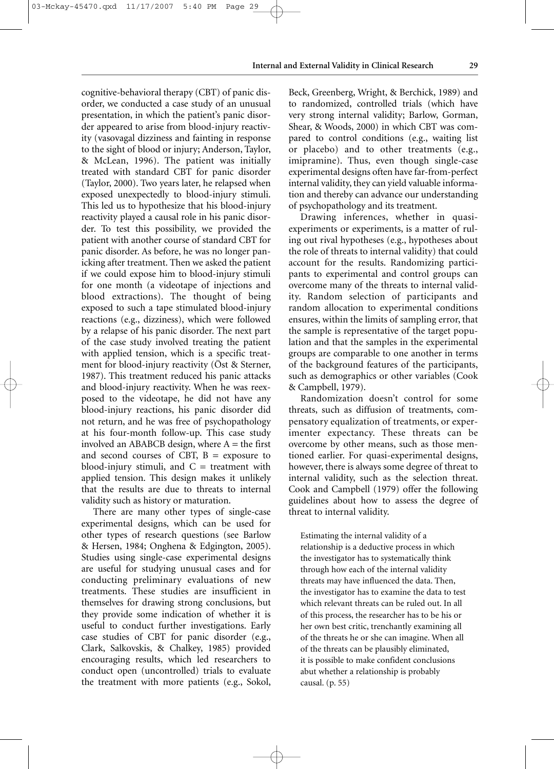cognitive-behavioral therapy (CBT) of panic disorder, we conducted a case study of an unusual presentation, in which the patient's panic disorder appeared to arise from blood-injury reactivity (vasovagal dizziness and fainting in response to the sight of blood or injury; Anderson, Taylor, & McLean, 1996). The patient was initially treated with standard CBT for panic disorder (Taylor, 2000). Two years later, he relapsed when exposed unexpectedly to blood-injury stimuli. This led us to hypothesize that his blood-injury reactivity played a causal role in his panic disorder. To test this possibility, we provided the patient with another course of standard CBT for panic disorder. As before, he was no longer panicking after treatment. Then we asked the patient if we could expose him to blood-injury stimuli for one month (a videotape of injections and blood extractions). The thought of being exposed to such a tape stimulated blood-injury reactions (e.g., dizziness), which were followed by a relapse of his panic disorder. The next part of the case study involved treating the patient with applied tension, which is a specific treatment for blood-injury reactivity (Öst & Sterner, 1987). This treatment reduced his panic attacks and blood-injury reactivity. When he was reexposed to the videotape, he did not have any blood-injury reactions, his panic disorder did not return, and he was free of psychopathology at his four-month follow-up. This case study involved an ABABCB design, where A = the first and second courses of CBT, B = exposure to blood-injury stimuli, and C = treatment with applied tension. This design makes it unlikely that the results are due to threats to internal validity such as history or maturation.

There are many other types of single-case experimental designs, which can be used for other types of research questions (see Barlow & Hersen, 1984; Onghena & Edgington, 2005). Studies using single-case experimental designs are useful for studying unusual cases and for conducting preliminary evaluations of new treatments. These studies are insufficient in themselves for drawing strong conclusions, but they provide some indication of whether it is useful to conduct further investigations. Early case studies of CBT for panic disorder (e.g., Clark, Salkovskis, & Chalkey, 1985) provided encouraging results, which led researchers to conduct open (uncontrolled) trials to evaluate the treatment with more patients (e.g., Sokol, Beck, Greenberg, Wright, & Berchick, 1989) and to randomized, controlled trials (which have very strong internal validity; Barlow, Gorman, Shear, & Woods, 2000) in which CBT was compared to control conditions (e.g., waiting list or placebo) and to other treatments (e.g., imipramine). Thus, even though single-case experimental designs often have far-from-perfect internal validity, they can yield valuable information and thereby can advance our understanding of psychopathology and its treatment.

Drawing inferences, whether in quasi-experiments or experiments, is a matter of ruling out rival hypotheses (e.g., hypotheses about the role of threats to internal validity) that could account for the results. Randomizing participants to experimental and control groups can overcome many of the threats to internal validity. Random selection of participants and random allocation to experimental conditions ensures, within the limits of sampling error, that the sample is representative of the target population and that the samples in the experimental groups are comparable to one another in terms of the background features of the participants, such as demographics or other variables (Cook & Campbell, 1979).

Randomization doesn't control for some threats, such as diffusion of treatments, compensatory equalization of treatments, or experimenter expectancy. These threats can be overcome by other means, such as those mentioned earlier. For quasi-experimental designs, however, there is always some degree of threat to internal validity, such as the selection threat. Cook and Campbell (1979) offer the following guidelines about how to assess the degree of threat to internal validity.

> Estimating the internal validity of a relationship is a deductive process in which the investigator has to systematically think through how each of the internal validity threats may have influenced the data. Then, the investigator has to examine the data to test which relevant threats can be ruled out. In all of this process, the researcher has to be his or her own best critic, trenchantly examining all of the threats he or she can imagine. When all of the threats can be plausibly eliminated, it is possible to make confident conclusions abut whether a relationship is probably causal. (p. 55)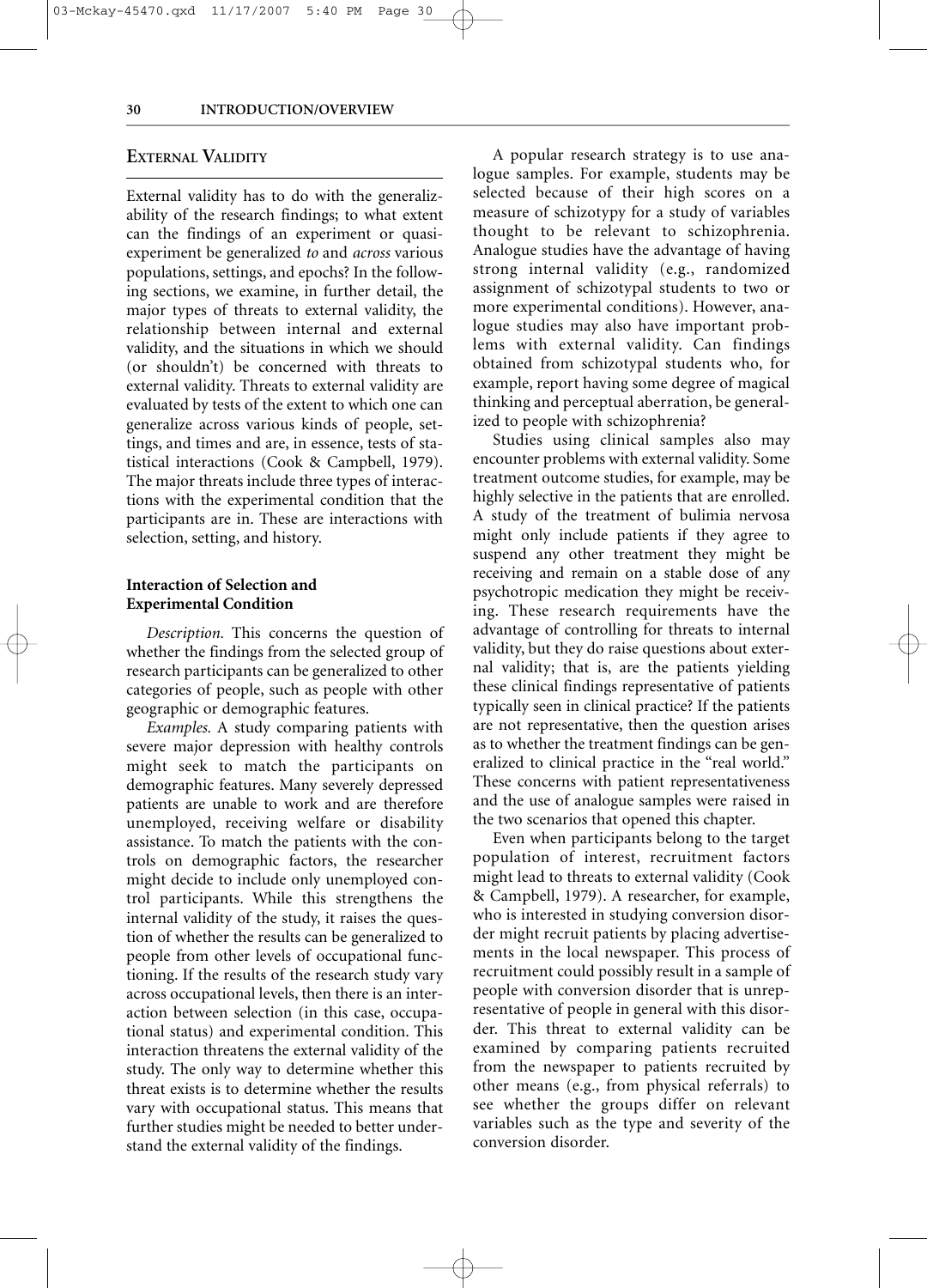## External Validity

External validity has to do with the generalizability of the research findings; to what extent can the findings of an experiment or quasi-experiment be generalized *to* and *across* various populations, settings, and epochs? In the following sections, we examine, in further detail, the major types of threats to external validity, the relationship between internal and external validity, and the situations in which we should (or shouldn't) be concerned with threats to external validity. Threats to external validity are evaluated by tests of the extent to which one can generalize across various kinds of people, settings, and times and are, in essence, tests of statistical interactions (Cook & Campbell, 1979). The major threats include three types of interactions with the experimental condition that the participants are in. These are interactions with selection, setting, and history.

### Interaction of Selection and Experimental Condition

*Description.* This concerns the question of whether the findings from the selected group of research participants can be generalized to other categories of people, such as people with other geographic or demographic features.

*Examples.* A study comparing patients with severe major depression with healthy controls might seek to match the participants on demographic features. Many severely depressed patients are unable to work and are therefore unemployed, receiving welfare or disability assistance. To match the patients with the controls on demographic factors, the researcher might decide to include only unemployed control participants. While this strengthens the internal validity of the study, it raises the question of whether the results can be generalized to people from other levels of occupational functioning. If the results of the research study vary across occupational levels, then there is an interaction between selection (in this case, occupational status) and experimental condition. This interaction threatens the external validity of the study. The only way to determine whether this threat exists is to determine whether the results vary with occupational status. This means that further studies might be needed to better understand the external validity of the findings.

A popular research strategy is to use analogue samples. For example, students may be selected because of their high scores on a measure of schizotypy for a study of variables thought to be relevant to schizophrenia. Analogue studies have the advantage of having strong internal validity (e.g., randomized assignment of schizotypal students to two or more experimental conditions). However, analogue studies may also have important problems with external validity. Can findings obtained from schizotypal students who, for example, report having some degree of magical thinking and perceptual aberration, be generalized to people with schizophrenia?

Studies using clinical samples also may encounter problems with external validity. Some treatment outcome studies, for example, may be highly selective in the patients that are enrolled. A study of the treatment of bulimia nervosa might only include patients if they agree to suspend any other treatment they might be receiving and remain on a stable dose of any psychotropic medication they might be receiving. These research requirements have the advantage of controlling for threats to internal validity, but they do raise questions about external validity; that is, are the patients yielding these clinical findings representative of patients typically seen in clinical practice? If the patients are not representative, then the question arises as to whether the treatment findings can be generalized to clinical practice in the "real world." These concerns with patient representativeness and the use of analogue samples were raised in the two scenarios that opened this chapter.

Even when participants belong to the target population of interest, recruitment factors might lead to threats to external validity (Cook & Campbell, 1979). A researcher, for example, who is interested in studying conversion disorder might recruit patients by placing advertisements in the local newspaper. This process of recruitment could possibly result in a sample of people with conversion disorder that is unrepresentative of people in general with this disorder. This threat to external validity can be examined by comparing patients recruited from the newspaper to patients recruited by other means (e.g., from physical referrals) to see whether the groups differ on relevant variables such as the type and severity of the conversion disorder.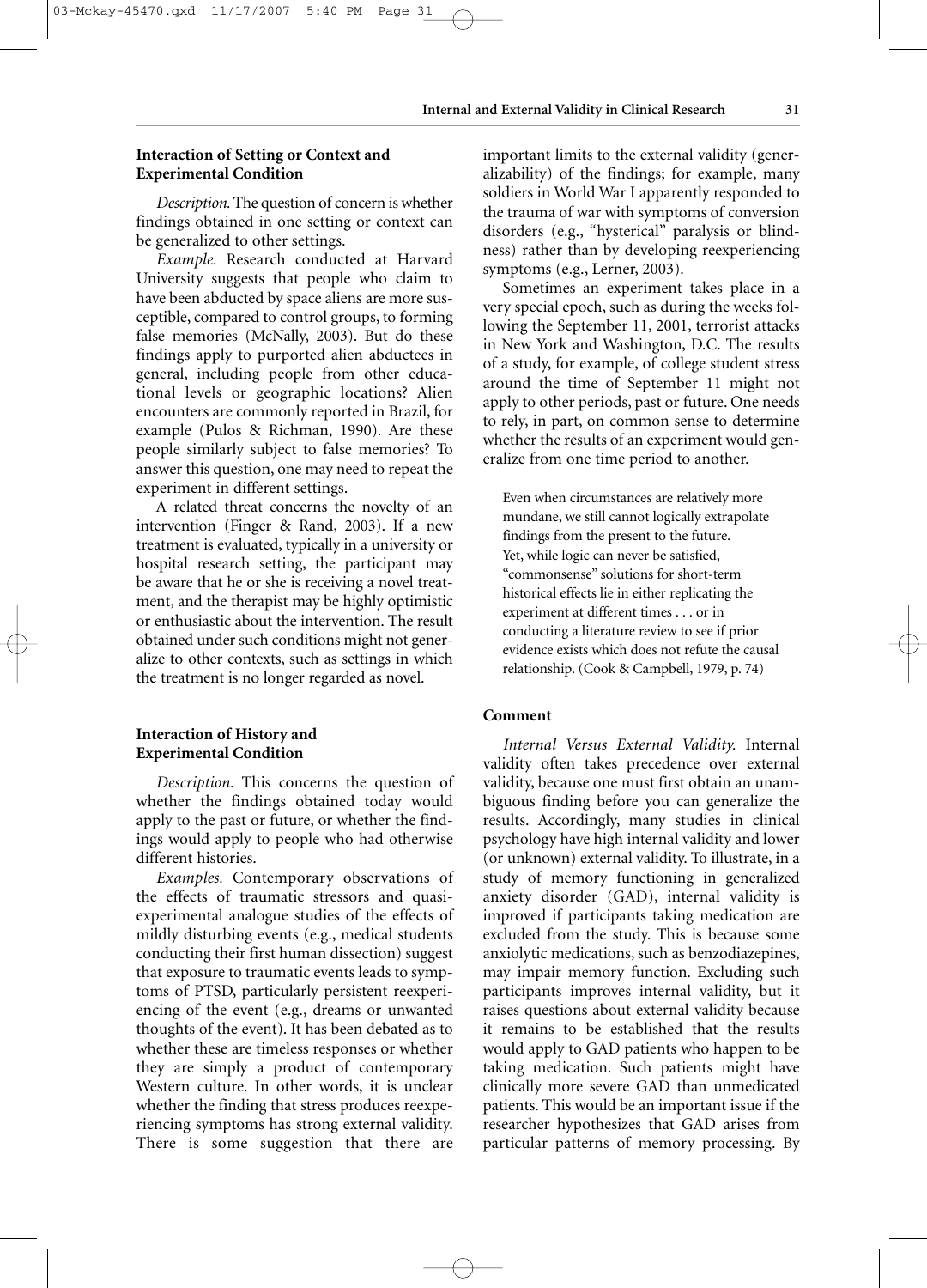### Interaction of Setting or Context and Experimental Condition

*Description.* The question of concern is whether findings obtained in one setting or context can be generalized to other settings.

*Example.* Research conducted at Harvard University suggests that people who claim to have been abducted by space aliens are more susceptible, compared to control groups, to forming false memories (McNally, 2003). But do these findings apply to purported alien abductees in general, including people from other educational levels or geographic locations? Alien encounters are commonly reported in Brazil, for example (Pulos & Richman, 1990). Are these people similarly subject to false memories? To answer this question, one may need to repeat the experiment in different settings.

A related threat concerns the novelty of an intervention (Finger & Rand, 2003). If a new treatment is evaluated, typically in a university or hospital research setting, the participant may be aware that he or she is receiving a novel treatment, and the therapist may be highly optimistic or enthusiastic about the intervention. The result obtained under such conditions might not generalize to other contexts, such as settings in which the treatment is no longer regarded as novel.

### Interaction of History and Experimental Condition

*Description.* This concerns the question of whether the findings obtained today would apply to the past or future, or whether the findings would apply to people who had otherwise different histories.

*Examples.* Contemporary observations of the effects of traumatic stressors and quasi-experimental analogue studies of the effects of mildly disturbing events (e.g., medical students conducting their first human dissection) suggest that exposure to traumatic events leads to symptoms of PTSD, particularly persistent reexperiencing of the event (e.g., dreams or unwanted thoughts of the event). It has been debated as to whether these are timeless responses or whether they are simply a product of contemporary Western culture. In other words, it is unclear whether the finding that stress produces reexperiencing symptoms has strong external validity. There is some suggestion that there are important limits to the external validity (generalizability) of the findings; for example, many soldiers in World War I apparently responded to the trauma of war with symptoms of conversion disorders (e.g., "hysterical" paralysis or blindness) rather than by developing reexperiencing symptoms (e.g., Lerner, 2003).

Sometimes an experiment takes place in a very special epoch, such as during the weeks following the September 11, 2001, terrorist attacks in New York and Washington, D.C. The results of a study, for example, of college student stress around the time of September 11 might not apply to other periods, past or future. One needs to rely, in part, on common sense to determine whether the results of an experiment would generalize from one time period to another.

> Even when circumstances are relatively more mundane, we still cannot logically extrapolate findings from the present to the future. Yet, while logic can never be satisfied, "commonsense" solutions for short-term historical effects lie in either replicating the experiment at different times . . . or in conducting a literature review to see if prior evidence exists which does not refute the causal relationship. (Cook & Campbell, 1979, p. 74)

### Comment

*Internal Versus External Validity.* Internal validity often takes precedence over external validity, because one must first obtain an unambiguous finding before you can generalize the results. Accordingly, many studies in clinical psychology have high internal validity and lower (or unknown) external validity. To illustrate, in a study of memory functioning in generalized anxiety disorder (GAD), internal validity is improved if participants taking medication are excluded from the study. This is because some anxiolytic medications, such as benzodiazepines, may impair memory function. Excluding such participants improves internal validity, but it raises questions about external validity because it remains to be established that the results would apply to GAD patients who happen to be taking medication. Such patients might have clinically more severe GAD than unmedicated patients. This would be an important issue if the researcher hypothesizes that GAD arises from particular patterns of memory processing. By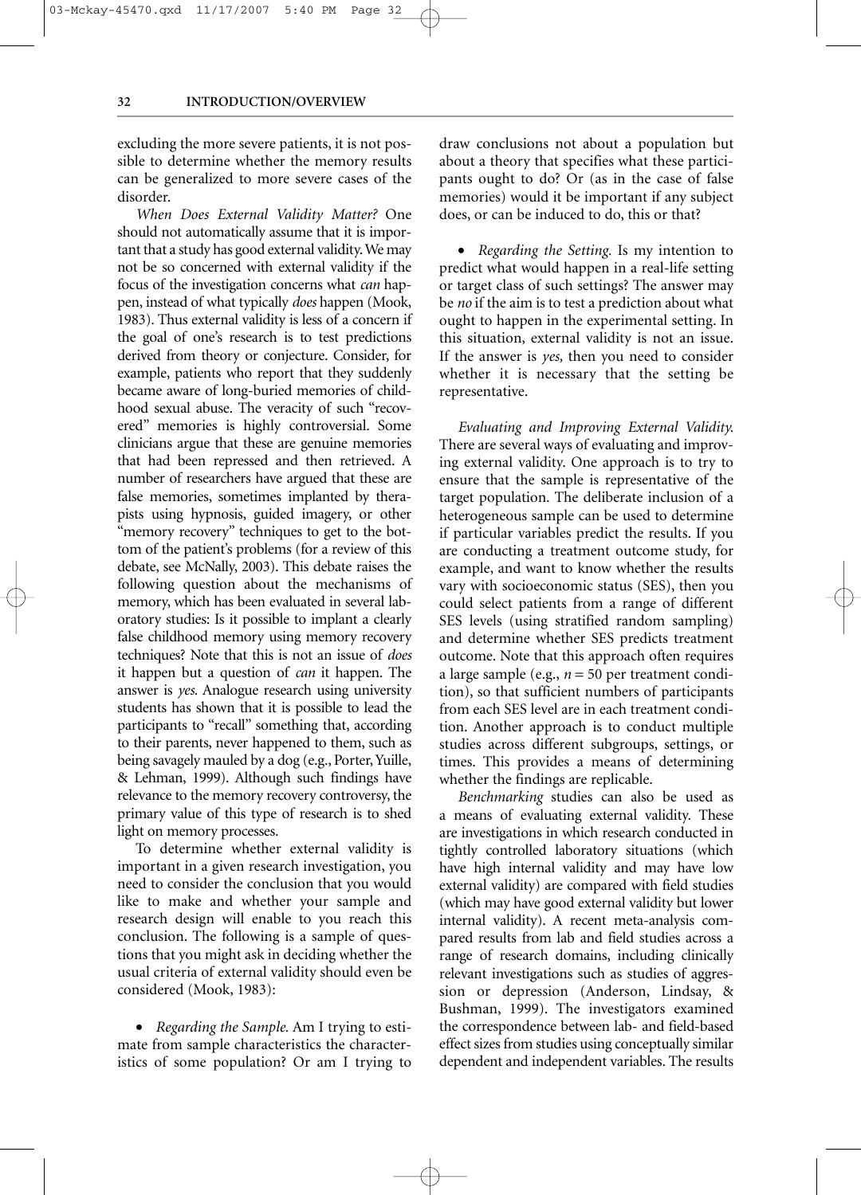excluding the more severe patients, it is not possible to determine whether the memory results can be generalized to more severe cases of the disorder.

*When Does External Validity Matter?* One should not automatically assume that it is important that a study has good external validity. We may not be so concerned with external validity if the focus of the investigation concerns what *can* happen, instead of what typically *does* happen (Mook, 1983). Thus external validity is less of a concern if the goal of one's research is to test predictions derived from theory or conjecture. Consider, for example, patients who report that they suddenly became aware of long-buried memories of childhood sexual abuse. The veracity of such "recovered" memories is highly controversial. Some clinicians argue that these are genuine memories that had been repressed and then retrieved. A number of researchers have argued that these are false memories, sometimes implanted by therapists using hypnosis, guided imagery, or other "memory recovery" techniques to get to the bottom of the patient's problems (for a review of this debate, see McNally, 2003). This debate raises the following question about the mechanisms of memory, which has been evaluated in several laboratory studies: Is it possible to implant a clearly false childhood memory using memory recovery techniques? Note that this is not an issue of *does* it happen but a question of *can* it happen. The answer is *yes.* Analogue research using university students has shown that it is possible to lead the participants to "recall" something that, according to their parents, never happened to them, such as being savagely mauled by a dog (e.g., Porter, Yuille, & Lehman, 1999). Although such findings have relevance to the memory recovery controversy, the primary value of this type of research is to shed light on memory processes.

To determine whether external validity is important in a given research investigation, you need to consider the conclusion that you would like to make and whether your sample and research design will enable to you reach this conclusion. The following is a sample of questions that you might ask in deciding whether the usual criteria of external validity should even be considered (Mook, 1983):

- *Regarding the Sample.* Am I trying to estimate from sample characteristics the characteristics of some population? Or am I trying to draw conclusions not about a population but about a theory that specifies what these participants ought to do? Or (as in the case of false memories) would it be important if any subject does, or can be induced to do, this or that?

- *Regarding the Setting.* Is my intention to predict what would happen in a real-life setting or target class of such settings? The answer may be *no* if the aim is to test a prediction about what ought to happen in the experimental setting. In this situation, external validity is not an issue. If the answer is *yes,* then you need to consider whether it is necessary that the setting be representative.

*Evaluating and Improving External Validity.* There are several ways of evaluating and improving external validity. One approach is to try to ensure that the sample is representative of the target population. The deliberate inclusion of a heterogeneous sample can be used to determine if particular variables predict the results. If you are conducting a treatment outcome study, for example, and want to know whether the results vary with socioeconomic status (SES), then you could select patients from a range of different SES levels (using stratified random sampling) and determine whether SES predicts treatment outcome. Note that this approach often requires a large sample (e.g., $n = 50$ per treatment condition), so that sufficient numbers of participants from each SES level are in each treatment condition. Another approach is to conduct multiple studies across different subgroups, settings, or times. This provides a means of determining whether the findings are replicable.

*Benchmarking* studies can also be used as a means of evaluating external validity. These are investigations in which research conducted in tightly controlled laboratory situations (which have high internal validity and may have low external validity) are compared with field studies (which may have good external validity but lower internal validity). A recent meta-analysis compared results from lab and field studies across a range of research domains, including clinically relevant investigations such as studies of aggression or depression (Anderson, Lindsay, & Bushman, 1999). The investigators examined the correspondence between lab- and field-based effect sizes from studies using conceptually similar dependent and independent variables. The results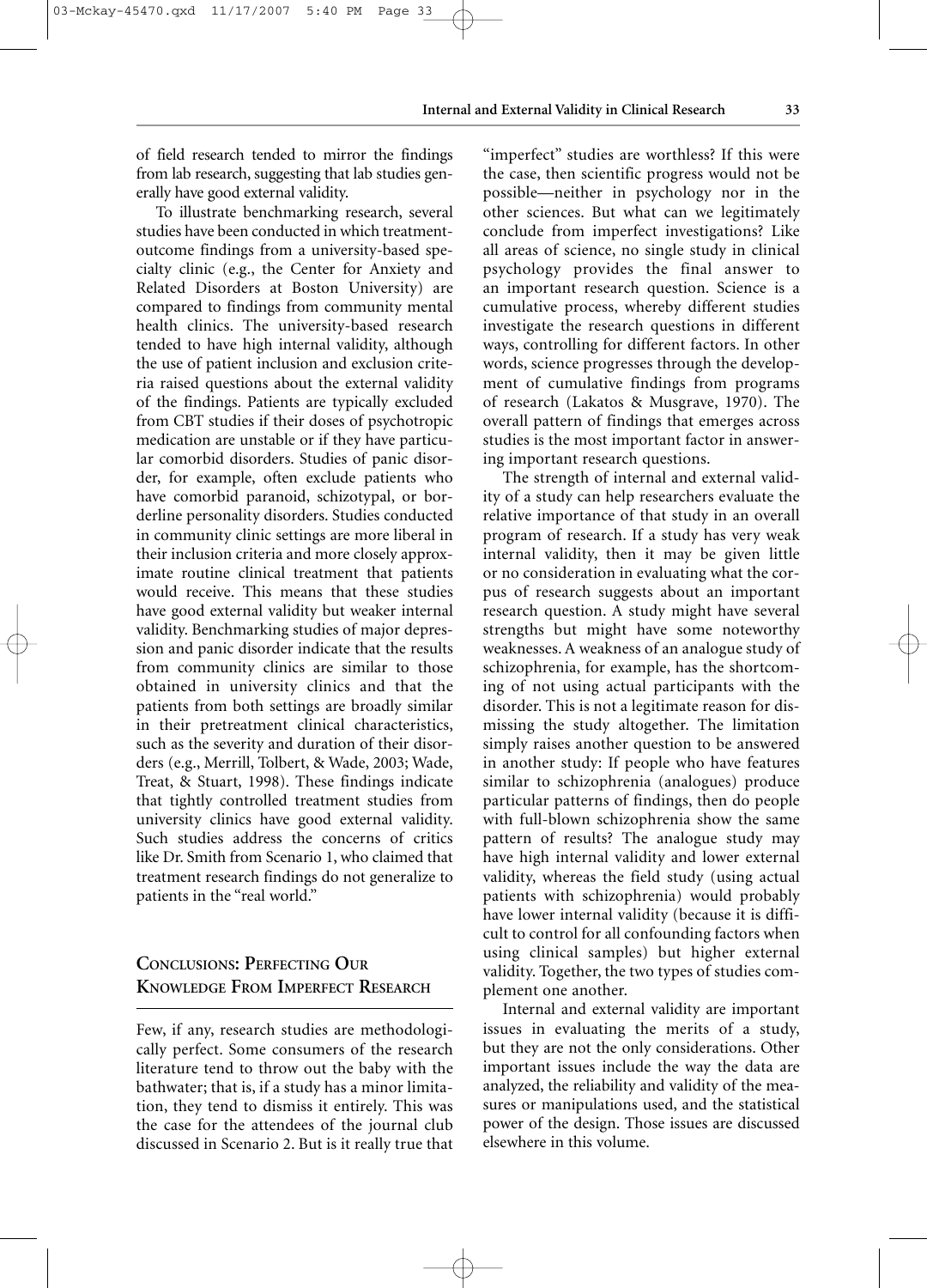of field research tended to mirror the findings from lab research, suggesting that lab studies generally have good external validity.

To illustrate benchmarking research, several studies have been conducted in which treatment-outcome findings from a university-based specialty clinic (e.g., the Center for Anxiety and Related Disorders at Boston University) are compared to findings from community mental health clinics. The university-based research tended to have high internal validity, although the use of patient inclusion and exclusion criteria raised questions about the external validity of the findings. Patients are typically excluded from CBT studies if their doses of psychotropic medication are unstable or if they have particular comorbid disorders. Studies of panic disorder, for example, often exclude patients who have comorbid paranoid, schizotypal, or borderline personality disorders. Studies conducted in community clinic settings are more liberal in their inclusion criteria and more closely approximate routine clinical treatment that patients would receive. This means that these studies have good external validity but weaker internal validity. Benchmarking studies of major depression and panic disorder indicate that the results from community clinics are similar to those obtained in university clinics and that the patients from both settings are broadly similar in their pretreatment clinical characteristics, such as the severity and duration of their disorders (e.g., Merrill, Tolbert, & Wade, 2003; Wade, Treat, & Stuart, 1998). These findings indicate that tightly controlled treatment studies from university clinics have good external validity. Such studies address the concerns of critics like Dr. Smith from Scenario 1, who claimed that treatment research findings do not generalize to patients in the "real world."

## CONCLUSIONS: PERFECTING OUR KNOWLEDGE FROM IMPERFECT RESEARCH

Few, if any, research studies are methodologically perfect. Some consumers of the research literature tend to throw out the baby with the bathwater; that is, if a study has a minor limitation, they tend to dismiss it entirely. This was the case for the attendees of the journal club discussed in Scenario 2. But is it really true that "imperfect" studies are worthless? If this were the case, then scientific progress would not be possible—neither in psychology nor in the other sciences. But what can we legitimately conclude from imperfect investigations? Like all areas of science, no single study in clinical psychology provides the final answer to an important research question. Science is a cumulative process, whereby different studies investigate the research questions in different ways, controlling for different factors. In other words, science progresses through the development of cumulative findings from programs of research (Lakatos & Musgrave, 1970). The overall pattern of findings that emerges across studies is the most important factor in answering important research questions.

The strength of internal and external validity of a study can help researchers evaluate the relative importance of that study in an overall program of research. If a study has very weak internal validity, then it may be given little or no consideration in evaluating what the corpus of research suggests about an important research question. A study might have several strengths but might have some noteworthy weaknesses. A weakness of an analogue study of schizophrenia, for example, has the shortcoming of not using actual participants with the disorder. This is not a legitimate reason for dismissing the study altogether. The limitation simply raises another question to be answered in another study: If people who have features similar to schizophrenia (analogues) produce particular patterns of findings, then do people with full-blown schizophrenia show the same pattern of results? The analogue study may have high internal validity and lower external validity, whereas the field study (using actual patients with schizophrenia) would probably have lower internal validity (because it is difficult to control for all confounding factors when using clinical samples) but higher external validity. Together, the two types of studies complement one another.

Internal and external validity are important issues in evaluating the merits of a study, but they are not the only considerations. Other important issues include the way the data are analyzed, the reliability and validity of the measures or manipulations used, and the statistical power of the design. Those issues are discussed elsewhere in this volume.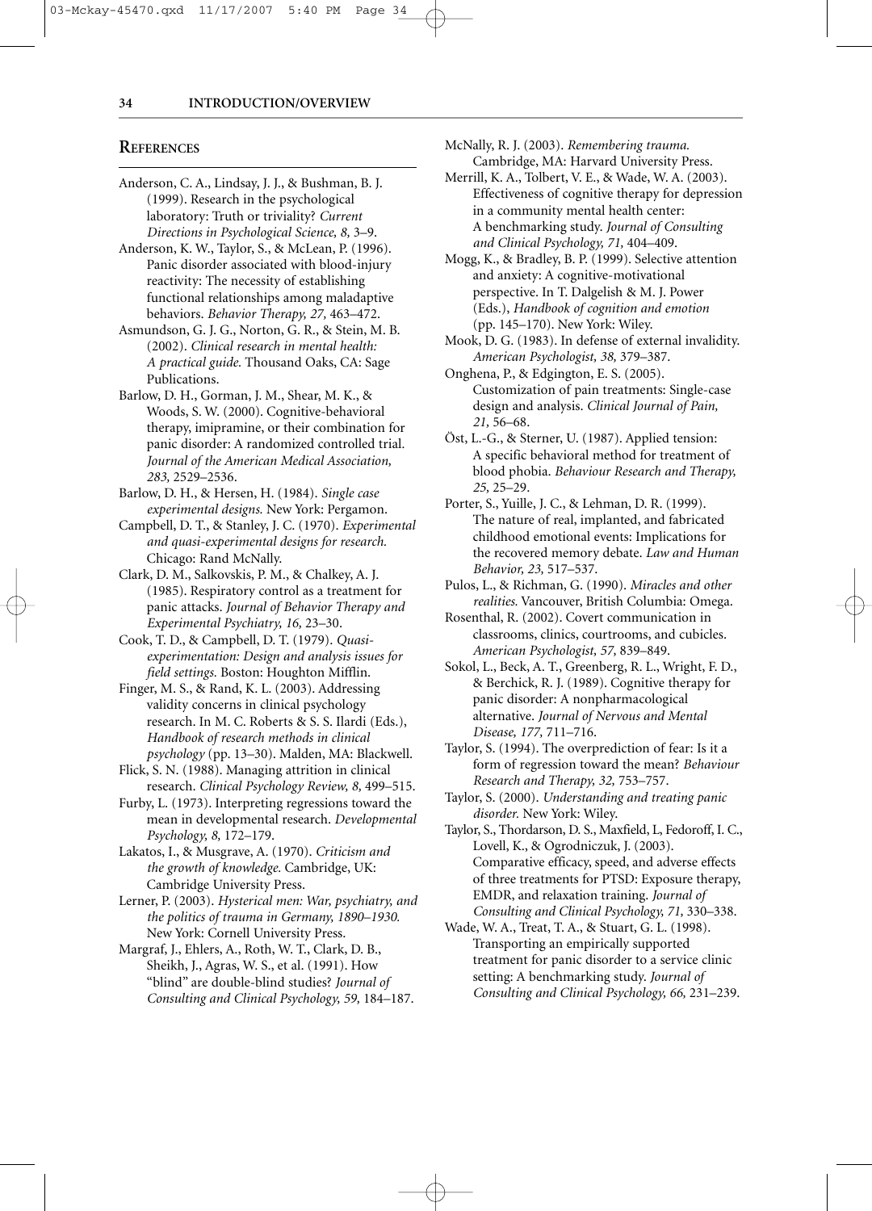## REFERENCES

Anderson, C. A., Lindsay, J. J., & Bushman, B. J. (1999). Research in the psychological laboratory: Truth or triviality? *Current Directions in Psychological Science, 8,* 3–9.

Anderson, K. W., Taylor, S., & McLean, P. (1996). Panic disorder associated with blood-injury reactivity: The necessity of establishing functional relationships among maladaptive behaviors. *Behavior Therapy, 27,* 463–472.

Asmundson, G. J. G., Norton, G. R., & Stein, M. B. (2002). *Clinical research in mental health: A practical guide.* Thousand Oaks, CA: Sage Publications.

Barlow, D. H., Gorman, J. M., Shear, M. K., & Woods, S. W. (2000). Cognitive-behavioral therapy, imipramine, or their combination for panic disorder: A randomized controlled trial. *Journal of the American Medical Association, 283,* 2529–2536.

Barlow, D. H., & Hersen, H. (1984). *Single case experimental designs.* New York: Pergamon.

Campbell, D. T., & Stanley, J. C. (1970). *Experimental and quasi-experimental designs for research.* Chicago: Rand McNally.

Clark, D. M., Salkovskis, P. M., & Chalkey, A. J. (1985). Respiratory control as a treatment for panic attacks. *Journal of Behavior Therapy and Experimental Psychiatry, 16,* 23–30.

Cook, T. D., & Campbell, D. T. (1979). *Quasi-experimentation: Design and analysis issues for field settings.* Boston: Houghton Mifflin.

Finger, M. S., & Rand, K. L. (2003). Addressing validity concerns in clinical psychology research. In M. C. Roberts & S. S. Ilardi (Eds.), *Handbook of research methods in clinical psychology* (pp. 13–30). Malden, MA: Blackwell.

Flick, S. N. (1988). Managing attrition in clinical research. *Clinical Psychology Review, 8,* 499–515.

Furby, L. (1973). Interpreting regressions toward the mean in developmental research. *Developmental Psychology, 8,* 172–179.

Lakatos, I., & Musgrave, A. (1970). *Criticism and the growth of knowledge.* Cambridge, UK: Cambridge University Press.

Lerner, P. (2003). *Hysterical men: War, psychiatry, and the politics of trauma in Germany, 1890–1930.* New York: Cornell University Press.

Margraf, J., Ehlers, A., Roth, W. T., Clark, D. B., Sheikh, J., Agras, W. S., et al. (1991). How "blind" are double-blind studies? *Journal of Consulting and Clinical Psychology, 59,* 184–187.

McNally, R. J. (2003). *Remembering trauma.* Cambridge, MA: Harvard University Press.

Merrill, K. A., Tolbert, V. E., & Wade, W. A. (2003). Effectiveness of cognitive therapy for depression in a community mental health center: A benchmarking study. *Journal of Consulting and Clinical Psychology, 71,* 404–409.

Mogg, K., & Bradley, B. P. (1999). Selective attention and anxiety: A cognitive-motivational perspective. In T. Dalgelish & M. J. Power (Eds.), *Handbook of cognition and emotion* (pp. 145–170). New York: Wiley.

Mook, D. G. (1983). In defense of external invalidity. *American Psychologist, 38,* 379–387.

Onghena, P., & Edgington, E. S. (2005). Customization of pain treatments: Single-case design and analysis. *Clinical Journal of Pain, 21,* 56–68.

Öst, L.-G., & Sterner, U. (1987). Applied tension: A specific behavioral method for treatment of blood phobia. *Behaviour Research and Therapy, 25,* 25–29.

Porter, S., Yuille, J. C., & Lehman, D. R. (1999). The nature of real, implanted, and fabricated childhood emotional events: Implications for the recovered memory debate. *Law and Human Behavior, 23,* 517–537.

Pulos, L., & Richman, G. (1990). *Miracles and other realities.* Vancouver, British Columbia: Omega.

Rosenthal, R. (2002). Covert communication in classrooms, clinics, courtrooms, and cubicles. *American Psychologist, 57,* 839–849.

Sokol, L., Beck, A. T., Greenberg, R. L., Wright, F. D., & Berchick, R. J. (1989). Cognitive therapy for panic disorder: A nonpharmacological alternative. *Journal of Nervous and Mental Disease, 177,* 711–716.

Taylor, S. (1994). The overprediction of fear: Is it a form of regression toward the mean? *Behaviour Research and Therapy, 32,* 753–757.

Taylor, S. (2000). *Understanding and treating panic disorder.* New York: Wiley.

Taylor, S., Thordarson, D. S., Maxfield, L, Fedoroff, I. C., Lovell, K., & Ogrodniczuk, J. (2003). Comparative efficacy, speed, and adverse effects of three treatments for PTSD: Exposure therapy, EMDR, and relaxation training. *Journal of Consulting and Clinical Psychology, 71,* 330–338.

Wade, W. A., Treat, T. A., & Stuart, G. L. (1998). Transporting an empirically supported treatment for panic disorder to a service clinic setting: A benchmarking study. *Journal of Consulting and Clinical Psychology, 66,* 231–239.